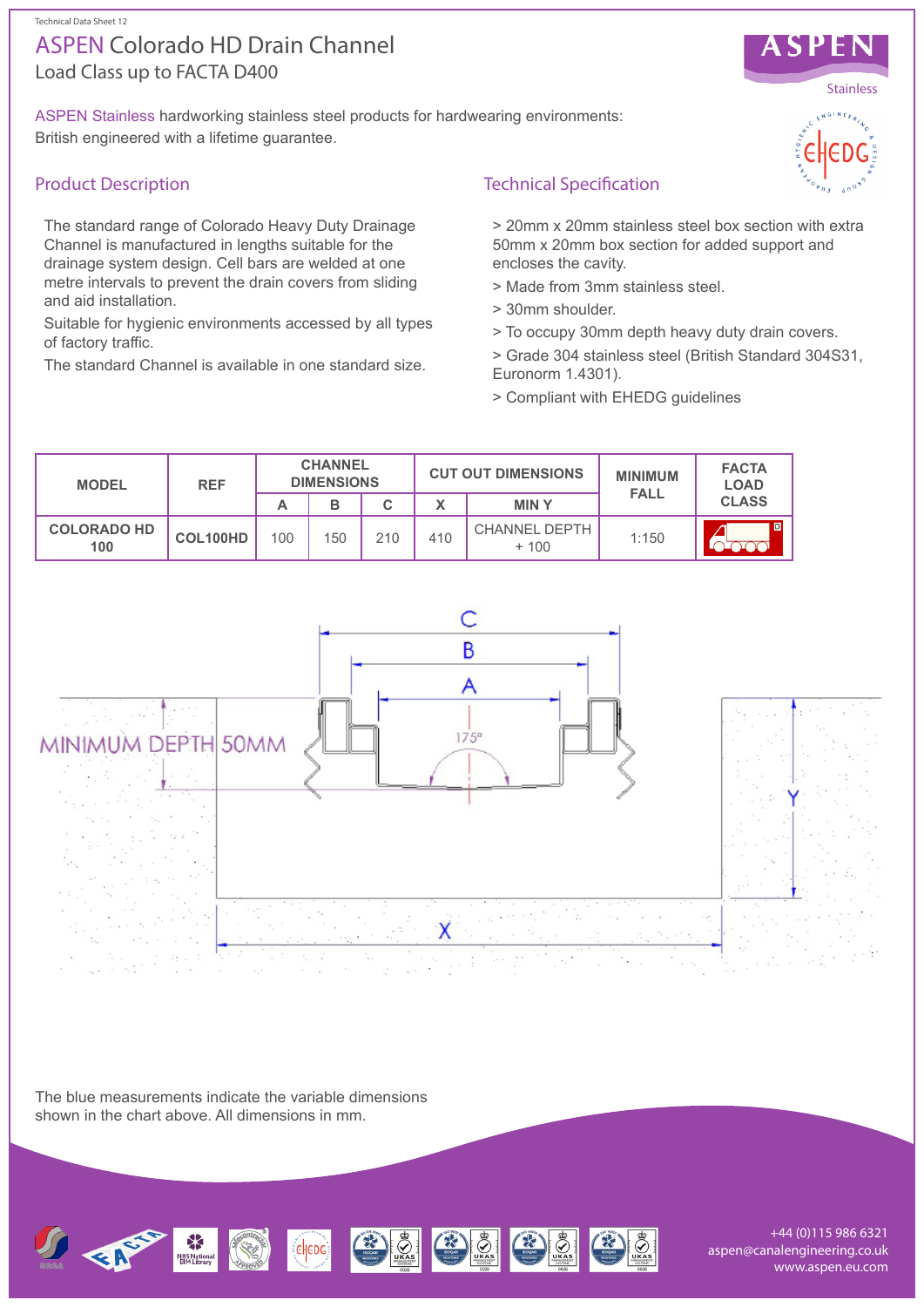Technical Data Sheet 12

# ASPEN Colorado HD Drain Channel

Load Class up to FACTA D400

ASPEN Stainless hardworking stainless steel products for hardwearing environments: British engineered with a lifetime guarantee.

## Product Description

The standard range of Colorado Heavy Duty Drainage Channel is manufactured in lengths suitable for the drainage system design. Cell bars are welded at one metre intervals to prevent the drain covers from sliding and aid installation.

Suitable for hygienic environments accessed by all types of factory traffic.

The standard Channel is available in one standard size.

## Technical Specification

> 20mm x 20mm stainless steel box section with extra 50mm x 20mm box section for added support and encloses the cavity.

> Made from 3mm stainless steel.

> 30mm shoulder.

> To occupy 30mm depth heavy duty drain covers.

> Grade 304 stainless steel (British Standard 304S31, Euronorm 1.4301).

> Compliant with EHEDG guidelines

| MODEL | REF | CHANNEL DIMENSIONS | | | CUT OUT DIMENSIONS | | MINIMUM FALL | FACTA LOAD CLASS |
|---|---|---|---|---|---|---|---|---|
| | | A | B | C | X | MIN Y | | |
| COLORADO HD 100 | COL100HD | 100 | 150 | 210 | 410 | CHANNEL DEPTH + 100 | 1:150 | D |

MINIMUM DEPTH 50MM

The blue measurements indicate the variable dimensions shown in the chart above. All dimensions in mm.

+44 (0)115 986 6321
aspen@canalengineering.co.uk
www.aspen.eu.com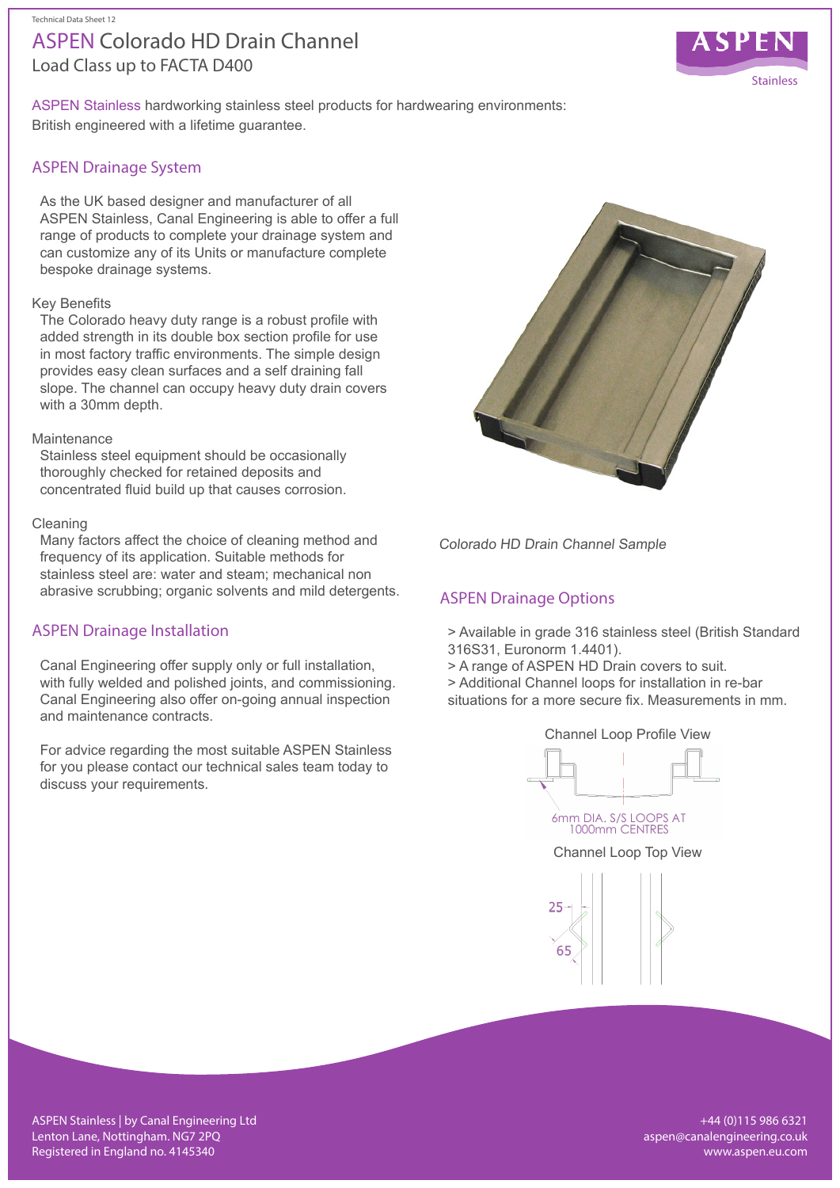Technical Data Sheet 12

# ASPEN Colorado HD Drain Channel

Load Class up to FACTA D400

ASPEN Stainless hardworking stainless steel products for hardwearing environments: British engineered with a lifetime guarantee.

## ASPEN Drainage System

As the UK based designer and manufacturer of all ASPEN Stainless, Canal Engineering is able to offer a full range of products to complete your drainage system and can customize any of its Units or manufacture complete bespoke drainage systems.

Key Benefits

The Colorado heavy duty range is a robust profile with added strength in its double box section profile for use in most factory traffic environments. The simple design provides easy clean surfaces and a self draining fall slope. The channel can occupy heavy duty drain covers with a 30mm depth.

Maintenance

Stainless steel equipment should be occasionally thoroughly checked for retained deposits and concentrated fluid build up that causes corrosion.

Cleaning

Many factors affect the choice of cleaning method and frequency of its application. Suitable methods for stainless steel are: water and steam; mechanical non abrasive scrubbing; organic solvents and mild detergents.

## ASPEN Drainage Installation

Canal Engineering offer supply only or full installation, with fully welded and polished joints, and commissioning. Canal Engineering also offer on-going annual inspection and maintenance contracts.

For advice regarding the most suitable ASPEN Stainless for you please contact our technical sales team today to discuss your requirements.

*Colorado HD Drain Channel Sample*

## ASPEN Drainage Options

> Available in grade 316 stainless steel (British Standard 316S31, Euronorm 1.4401).
> A range of ASPEN HD Drain covers to suit.
> Additional Channel loops for installation in re-bar situations for a more secure fix. Measurements in mm.

Channel Loop Profile View

6mm DIA. S/S LOOPS AT 1000mm CENTRES

Channel Loop Top View

25

65

ASPEN Stainless | by Canal Engineering Ltd
Lenton Lane, Nottingham. NG7 2PQ
Registered in England no. 4145340

+44 (0)115 986 6321
aspen@canalengineering.co.uk
www.aspen.eu.com